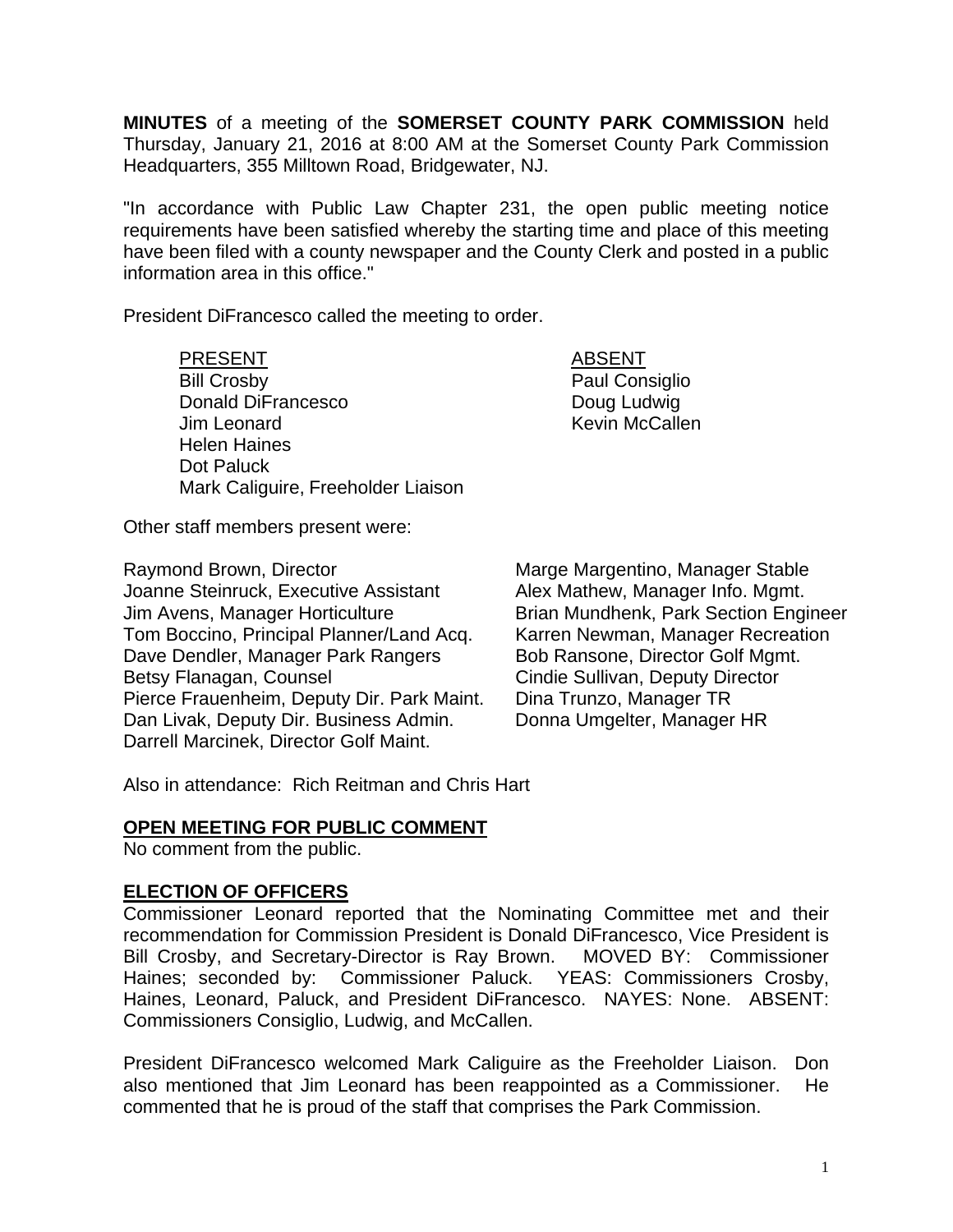**MINUTES** of a meeting of the **SOMERSET COUNTY PARK COMMISSION** held Thursday, January 21, 2016 at 8:00 AM at the Somerset County Park Commission Headquarters, 355 Milltown Road, Bridgewater, NJ.

"In accordance with Public Law Chapter 231, the open public meeting notice requirements have been satisfied whereby the starting time and place of this meeting have been filed with a county newspaper and the County Clerk and posted in a public information area in this office."

President DiFrancesco called the meeting to order.

| PRESENT | ABSENT |
| --- | --- |
| Bill Crosby | Paul Consiglio |
| Donald DiFrancesco | Doug Ludwig |
| Jim Leonard | Kevin McCallen |
| Helen Haines | |
| Dot Paluck | |
| Mark Caliguire, Freeholder Liaison | |

Other staff members present were:

Raymond Brown, Director
Joanne Steinruck, Executive Assistant
Jim Avens, Manager Horticulture
Tom Boccino, Principal Planner/Land Acq.
Dave Dendler, Manager Park Rangers
Betsy Flanagan, Counsel
Pierce Frauenheim, Deputy Dir. Park Maint.
Dan Livak, Deputy Dir. Business Admin.
Darrell Marcinek, Director Golf Maint.
Marge Margentino, Manager Stable
Alex Mathew, Manager Info. Mgmt.
Brian Mundhenk, Park Section Engineer
Karren Newman, Manager Recreation
Bob Ransone, Director Golf Mgmt.
Cindie Sullivan, Deputy Director
Dina Trunzo, Manager TR
Donna Umgelter, Manager HR

Also in attendance: Rich Reitman and Chris Hart

**OPEN MEETING FOR PUBLIC COMMENT**

No comment from the public.

**ELECTION OF OFFICERS**

Commissioner Leonard reported that the Nominating Committee met and their recommendation for Commission President is Donald DiFrancesco, Vice President is Bill Crosby, and Secretary-Director is Ray Brown. MOVED BY: Commissioner Haines; seconded by: Commissioner Paluck. YEAS: Commissioners Crosby, Haines, Leonard, Paluck, and President DiFrancesco. NAYES: None. ABSENT: Commissioners Consiglio, Ludwig, and McCallen.

President DiFrancesco welcomed Mark Caliguire as the Freeholder Liaison. Don also mentioned that Jim Leonard has been reappointed as a Commissioner. He commented that he is proud of the staff that comprises the Park Commission.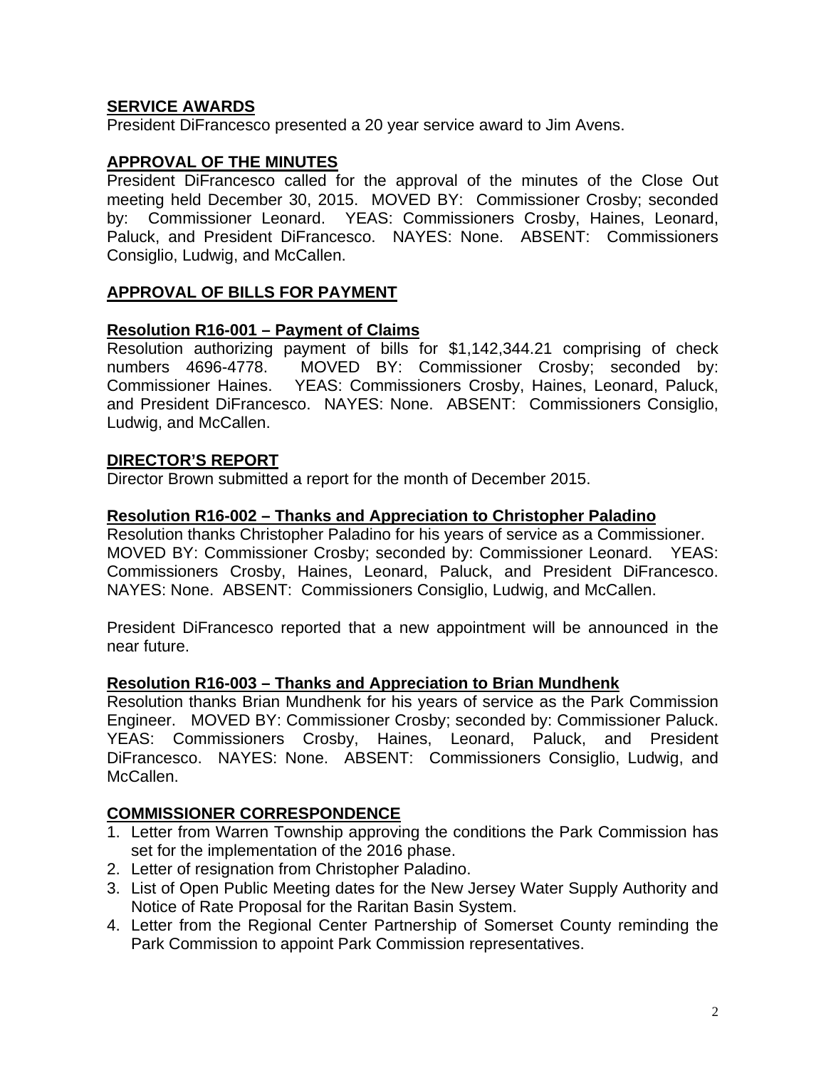## SERVICE AWARDS

President DiFrancesco presented a 20 year service award to Jim Avens.

## APPROVAL OF THE MINUTES

President DiFrancesco called for the approval of the minutes of the Close Out meeting held December 30, 2015. MOVED BY: Commissioner Crosby; seconded by: Commissioner Leonard. YEAS: Commissioners Crosby, Haines, Leonard, Paluck, and President DiFrancesco. NAYES: None. ABSENT: Commissioners Consiglio, Ludwig, and McCallen.

## APPROVAL OF BILLS FOR PAYMENT

### Resolution R16-001 – Payment of Claims

Resolution authorizing payment of bills for $1,142,344.21 comprising of check numbers 4696-4778. MOVED BY: Commissioner Crosby; seconded by: Commissioner Haines. YEAS: Commissioners Crosby, Haines, Leonard, Paluck, and President DiFrancesco. NAYES: None. ABSENT: Commissioners Consiglio, Ludwig, and McCallen.

## DIRECTOR'S REPORT

Director Brown submitted a report for the month of December 2015.

### Resolution R16-002 – Thanks and Appreciation to Christopher Paladino

Resolution thanks Christopher Paladino for his years of service as a Commissioner. MOVED BY: Commissioner Crosby; seconded by: Commissioner Leonard. YEAS: Commissioners Crosby, Haines, Leonard, Paluck, and President DiFrancesco. NAYES: None. ABSENT: Commissioners Consiglio, Ludwig, and McCallen.

President DiFrancesco reported that a new appointment will be announced in the near future.

### Resolution R16-003 – Thanks and Appreciation to Brian Mundhenk

Resolution thanks Brian Mundhenk for his years of service as the Park Commission Engineer. MOVED BY: Commissioner Crosby; seconded by: Commissioner Paluck. YEAS: Commissioners Crosby, Haines, Leonard, Paluck, and President DiFrancesco. NAYES: None. ABSENT: Commissioners Consiglio, Ludwig, and McCallen.

## COMMISSIONER CORRESPONDENCE

1. Letter from Warren Township approving the conditions the Park Commission has set for the implementation of the 2016 phase.
2. Letter of resignation from Christopher Paladino.
3. List of Open Public Meeting dates for the New Jersey Water Supply Authority and Notice of Rate Proposal for the Raritan Basin System.
4. Letter from the Regional Center Partnership of Somerset County reminding the Park Commission to appoint Park Commission representatives.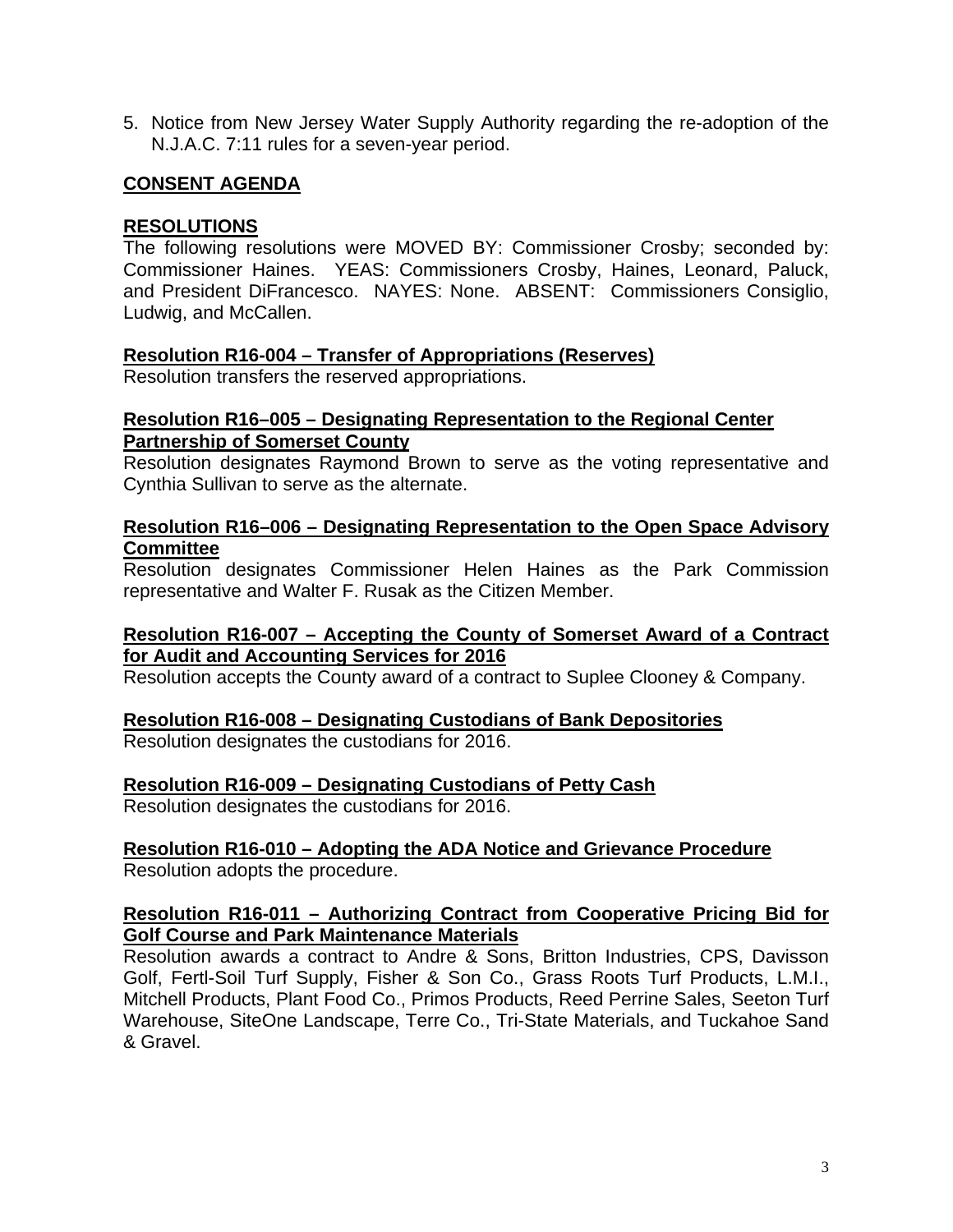5. Notice from New Jersey Water Supply Authority regarding the re-adoption of the N.J.A.C. 7:11 rules for a seven-year period.

## CONSENT AGENDA

## RESOLUTIONS

The following resolutions were MOVED BY: Commissioner Crosby; seconded by: Commissioner Haines. YEAS: Commissioners Crosby, Haines, Leonard, Paluck, and President DiFrancesco. NAYES: None. ABSENT: Commissioners Consiglio, Ludwig, and McCallen.

**Resolution R16-004 – Transfer of Appropriations (Reserves)**

Resolution transfers the reserved appropriations.

**Resolution R16–005 – Designating Representation to the Regional Center Partnership of Somerset County**

Resolution designates Raymond Brown to serve as the voting representative and Cynthia Sullivan to serve as the alternate.

**Resolution R16–006 – Designating Representation to the Open Space Advisory Committee**

Resolution designates Commissioner Helen Haines as the Park Commission representative and Walter F. Rusak as the Citizen Member.

**Resolution R16-007 – Accepting the County of Somerset Award of a Contract for Audit and Accounting Services for 2016**

Resolution accepts the County award of a contract to Suplee Clooney & Company.

**Resolution R16-008 – Designating Custodians of Bank Depositories**

Resolution designates the custodians for 2016.

**Resolution R16-009 – Designating Custodians of Petty Cash**

Resolution designates the custodians for 2016.

**Resolution R16-010 – Adopting the ADA Notice and Grievance Procedure**

Resolution adopts the procedure.

**Resolution R16-011 – Authorizing Contract from Cooperative Pricing Bid for Golf Course and Park Maintenance Materials**

Resolution awards a contract to Andre & Sons, Britton Industries, CPS, Davisson Golf, Fertl-Soil Turf Supply, Fisher & Son Co., Grass Roots Turf Products, L.M.I., Mitchell Products, Plant Food Co., Primos Products, Reed Perrine Sales, Seeton Turf Warehouse, SiteOne Landscape, Terre Co., Tri-State Materials, and Tuckahoe Sand & Gravel.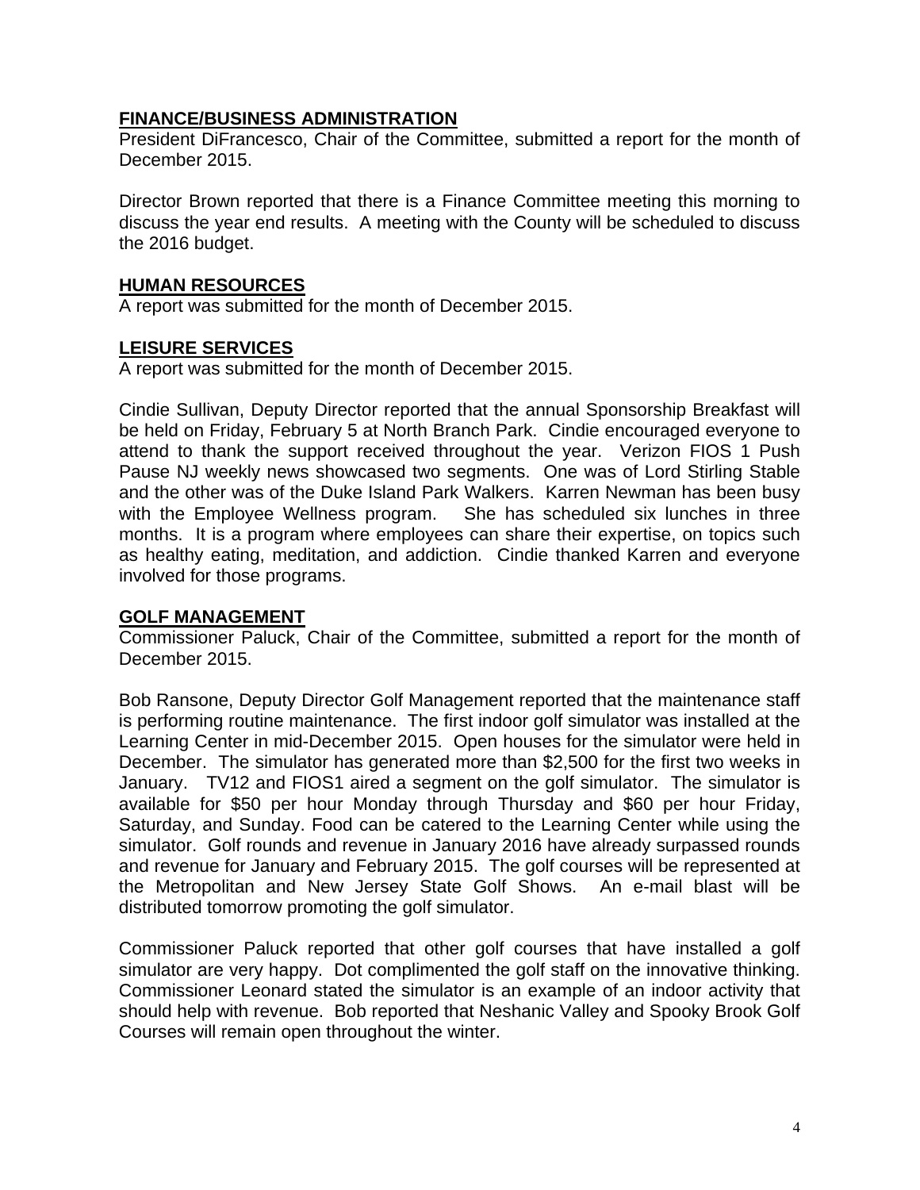## FINANCE/BUSINESS ADMINISTRATION

President DiFrancesco, Chair of the Committee, submitted a report for the month of December 2015.

Director Brown reported that there is a Finance Committee meeting this morning to discuss the year end results. A meeting with the County will be scheduled to discuss the 2016 budget.

## HUMAN RESOURCES

A report was submitted for the month of December 2015.

## LEISURE SERVICES

A report was submitted for the month of December 2015.

Cindie Sullivan, Deputy Director reported that the annual Sponsorship Breakfast will be held on Friday, February 5 at North Branch Park. Cindie encouraged everyone to attend to thank the support received throughout the year. Verizon FIOS 1 Push Pause NJ weekly news showcased two segments. One was of Lord Stirling Stable and the other was of the Duke Island Park Walkers. Karren Newman has been busy with the Employee Wellness program. She has scheduled six lunches in three months. It is a program where employees can share their expertise, on topics such as healthy eating, meditation, and addiction. Cindie thanked Karren and everyone involved for those programs.

## GOLF MANAGEMENT

Commissioner Paluck, Chair of the Committee, submitted a report for the month of December 2015.

Bob Ransone, Deputy Director Golf Management reported that the maintenance staff is performing routine maintenance. The first indoor golf simulator was installed at the Learning Center in mid-December 2015. Open houses for the simulator were held in December. The simulator has generated more than $2,500 for the first two weeks in January. TV12 and FIOS1 aired a segment on the golf simulator. The simulator is available for $50 per hour Monday through Thursday and $60 per hour Friday, Saturday, and Sunday. Food can be catered to the Learning Center while using the simulator. Golf rounds and revenue in January 2016 have already surpassed rounds and revenue for January and February 2015. The golf courses will be represented at the Metropolitan and New Jersey State Golf Shows. An e-mail blast will be distributed tomorrow promoting the golf simulator.

Commissioner Paluck reported that other golf courses that have installed a golf simulator are very happy. Dot complimented the golf staff on the innovative thinking. Commissioner Leonard stated the simulator is an example of an indoor activity that should help with revenue. Bob reported that Neshanic Valley and Spooky Brook Golf Courses will remain open throughout the winter.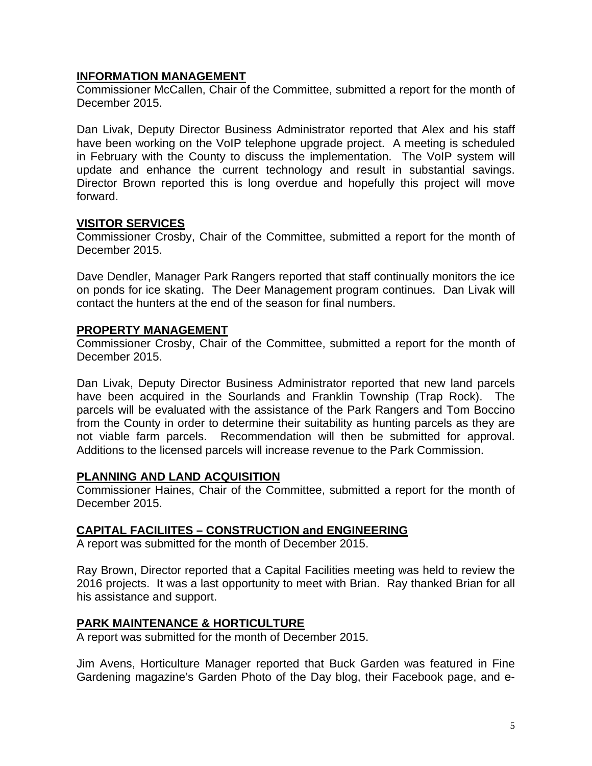## INFORMATION MANAGEMENT

Commissioner McCallen, Chair of the Committee, submitted a report for the month of December 2015.

Dan Livak, Deputy Director Business Administrator reported that Alex and his staff have been working on the VoIP telephone upgrade project. A meeting is scheduled in February with the County to discuss the implementation. The VoIP system will update and enhance the current technology and result in substantial savings. Director Brown reported this is long overdue and hopefully this project will move forward.

## VISITOR SERVICES

Commissioner Crosby, Chair of the Committee, submitted a report for the month of December 2015.

Dave Dendler, Manager Park Rangers reported that staff continually monitors the ice on ponds for ice skating. The Deer Management program continues. Dan Livak will contact the hunters at the end of the season for final numbers.

## PROPERTY MANAGEMENT

Commissioner Crosby, Chair of the Committee, submitted a report for the month of December 2015.

Dan Livak, Deputy Director Business Administrator reported that new land parcels have been acquired in the Sourlands and Franklin Township (Trap Rock). The parcels will be evaluated with the assistance of the Park Rangers and Tom Boccino from the County in order to determine their suitability as hunting parcels as they are not viable farm parcels. Recommendation will then be submitted for approval. Additions to the licensed parcels will increase revenue to the Park Commission.

## PLANNING AND LAND ACQUISITION

Commissioner Haines, Chair of the Committee, submitted a report for the month of December 2015.

## CAPITAL FACILIITES – CONSTRUCTION and ENGINEERING

A report was submitted for the month of December 2015.

Ray Brown, Director reported that a Capital Facilities meeting was held to review the 2016 projects. It was a last opportunity to meet with Brian. Ray thanked Brian for all his assistance and support.

## PARK MAINTENANCE & HORTICULTURE

A report was submitted for the month of December 2015.

Jim Avens, Horticulture Manager reported that Buck Garden was featured in Fine Gardening magazine's Garden Photo of the Day blog, their Facebook page, and e-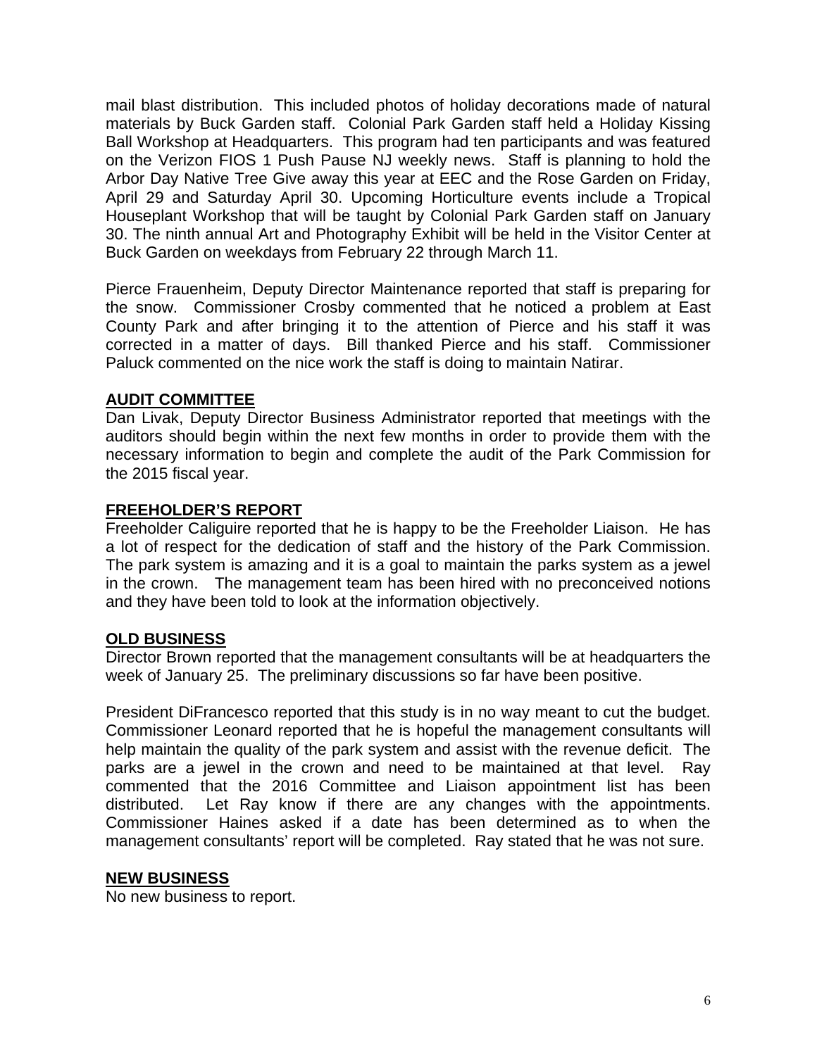mail blast distribution. This included photos of holiday decorations made of natural materials by Buck Garden staff. Colonial Park Garden staff held a Holiday Kissing Ball Workshop at Headquarters. This program had ten participants and was featured on the Verizon FIOS 1 Push Pause NJ weekly news. Staff is planning to hold the Arbor Day Native Tree Give away this year at EEC and the Rose Garden on Friday, April 29 and Saturday April 30. Upcoming Horticulture events include a Tropical Houseplant Workshop that will be taught by Colonial Park Garden staff on January 30. The ninth annual Art and Photography Exhibit will be held in the Visitor Center at Buck Garden on weekdays from February 22 through March 11.

Pierce Frauenheim, Deputy Director Maintenance reported that staff is preparing for the snow. Commissioner Crosby commented that he noticed a problem at East County Park and after bringing it to the attention of Pierce and his staff it was corrected in a matter of days. Bill thanked Pierce and his staff. Commissioner Paluck commented on the nice work the staff is doing to maintain Natirar.

## AUDIT COMMITTEE

Dan Livak, Deputy Director Business Administrator reported that meetings with the auditors should begin within the next few months in order to provide them with the necessary information to begin and complete the audit of the Park Commission for the 2015 fiscal year.

## FREEHOLDER'S REPORT

Freeholder Caliguire reported that he is happy to be the Freeholder Liaison. He has a lot of respect for the dedication of staff and the history of the Park Commission. The park system is amazing and it is a goal to maintain the parks system as a jewel in the crown. The management team has been hired with no preconceived notions and they have been told to look at the information objectively.

## OLD BUSINESS

Director Brown reported that the management consultants will be at headquarters the week of January 25. The preliminary discussions so far have been positive.

President DiFrancesco reported that this study is in no way meant to cut the budget. Commissioner Leonard reported that he is hopeful the management consultants will help maintain the quality of the park system and assist with the revenue deficit. The parks are a jewel in the crown and need to be maintained at that level. Ray commented that the 2016 Committee and Liaison appointment list has been distributed. Let Ray know if there are any changes with the appointments. Commissioner Haines asked if a date has been determined as to when the management consultants' report will be completed. Ray stated that he was not sure.

## NEW BUSINESS

No new business to report.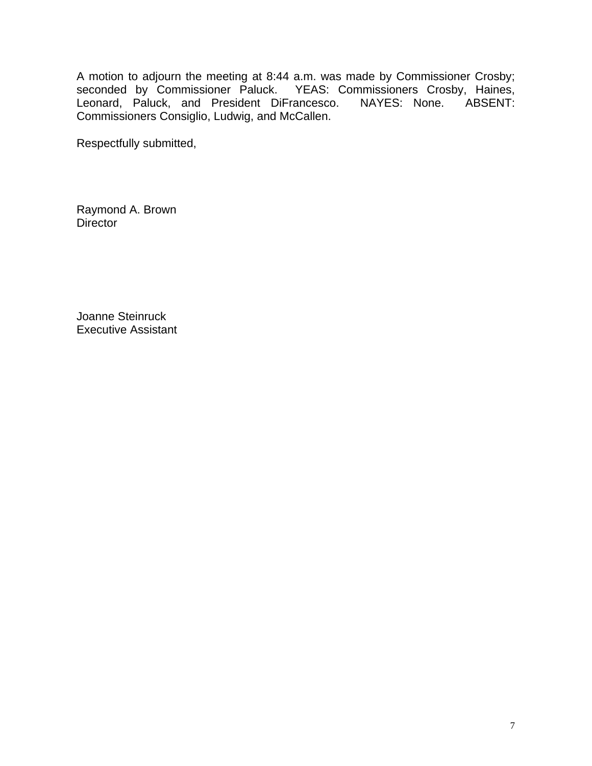A motion to adjourn the meeting at 8:44 a.m. was made by Commissioner Crosby; seconded by Commissioner Paluck. YEAS: Commissioners Crosby, Haines, Leonard, Paluck, and President DiFrancesco. NAYES: None. ABSENT: Commissioners Consiglio, Ludwig, and McCallen.

Respectfully submitted,

Raymond A. Brown
Director

Joanne Steinruck
Executive Assistant